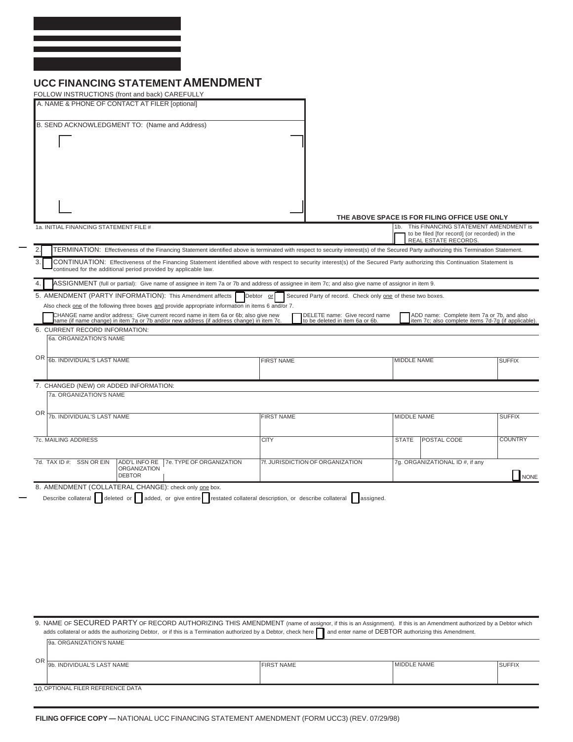# UCC FINANCING STATEMENT AMENDMENT

FOLLOW INSTRUCTIONS (front and back) CAREFULLY

A. NAME & PHONE OF CONTACT AT FILER [optional]

B. SEND ACKNOWLEDGMENT TO: (Name and Address)

**THE ABOVE SPACE IS FOR FILING OFFICE USE ONLY**

1a. INITIAL FINANCING STATEMENT FILE #

1b. ☐ This FINANCING STATEMENT AMENDMENT is to be filed [for record] (or recorded) in the REAL ESTATE RECORDS.

2. ☐ TERMINATION: Effectiveness of the Financing Statement identified above is terminated with respect to security interest(s) of the Secured Party authorizing this Termination Statement.

3. ☐ CONTINUATION: Effectiveness of the Financing Statement identified above with respect to security interest(s) of the Secured Party authorizing this Continuation Statement is continued for the additional period provided by applicable law.

4. ☐ ASSIGNMENT (full or partial): Give name of assignee in item 7a or 7b and address of assignee in item 7c; and also give name of assignor in item 9.

5. AMENDMENT (PARTY INFORMATION): This Amendment affects ☐ Debtor or ☐ Secured Party of record. Check only one of these two boxes.

Also check one of the following three boxes and provide appropriate information in items 6 and/or 7.

☐ CHANGE name and/or address: Give current record name in item 6a or 6b; also give new name (if name change) in item 7a or 7b and/or new address (if address change) in item 7c.

☐ DELETE name: Give record name to be deleted in item 6a or 6b.

☐ ADD name: Complete item 7a or 7b, and also item 7c; also complete items 7d-7g (if applicable).

6. CURRENT RECORD INFORMATION:

| 6a. ORGANIZATION'S NAME | | | |
|---|---|---|---|
| OR 6b. INDIVIDUAL'S LAST NAME | FIRST NAME | MIDDLE NAME | SUFFIX |

7. CHANGED (NEW) OR ADDED INFORMATION:

| 7a. ORGANIZATION'S NAME | | | | | |
|---|---|---|---|---|---|
| OR 7b. INDIVIDUAL'S LAST NAME | | FIRST NAME | MIDDLE NAME | | SUFFIX |
| 7c. MAILING ADDRESS | | CITY | STATE | POSTAL CODE | COUNTRY |
| 7d. TAX ID #: SSN OR EIN | ADD'L INFO RE ORGANIZATION DEBTOR / 7e. TYPE OF ORGANIZATION | 7f. JURISDICTION OF ORGANIZATION | 7g. ORGANIZATIONAL ID #, if any | | ☐ NONE |

8. AMENDMENT (COLLATERAL CHANGE): check only one box.

Describe collateral ☐ deleted or ☐ added, or give entire ☐ restated collateral description, or describe collateral ☐ assigned.

9. NAME OF SECURED PARTY OF RECORD AUTHORIZING THIS AMENDMENT (name of assignor, if this is an Assignment). If this is an Amendment authorized by a Debtor which adds collateral or adds the authorizing Debtor, or if this is a Termination authorized by a Debtor, check here ☐ and enter name of DEBTOR authorizing this Amendment.

| 9a. ORGANIZATION'S NAME | | | |
|---|---|---|---|
| OR 9b. INDIVIDUAL'S LAST NAME | FIRST NAME | MIDDLE NAME | SUFFIX |

10. OPTIONAL FILER REFERENCE DATA

**FILING OFFICE COPY —** NATIONAL UCC FINANCING STATEMENT AMENDMENT (FORM UCC3) (REV. 07/29/98)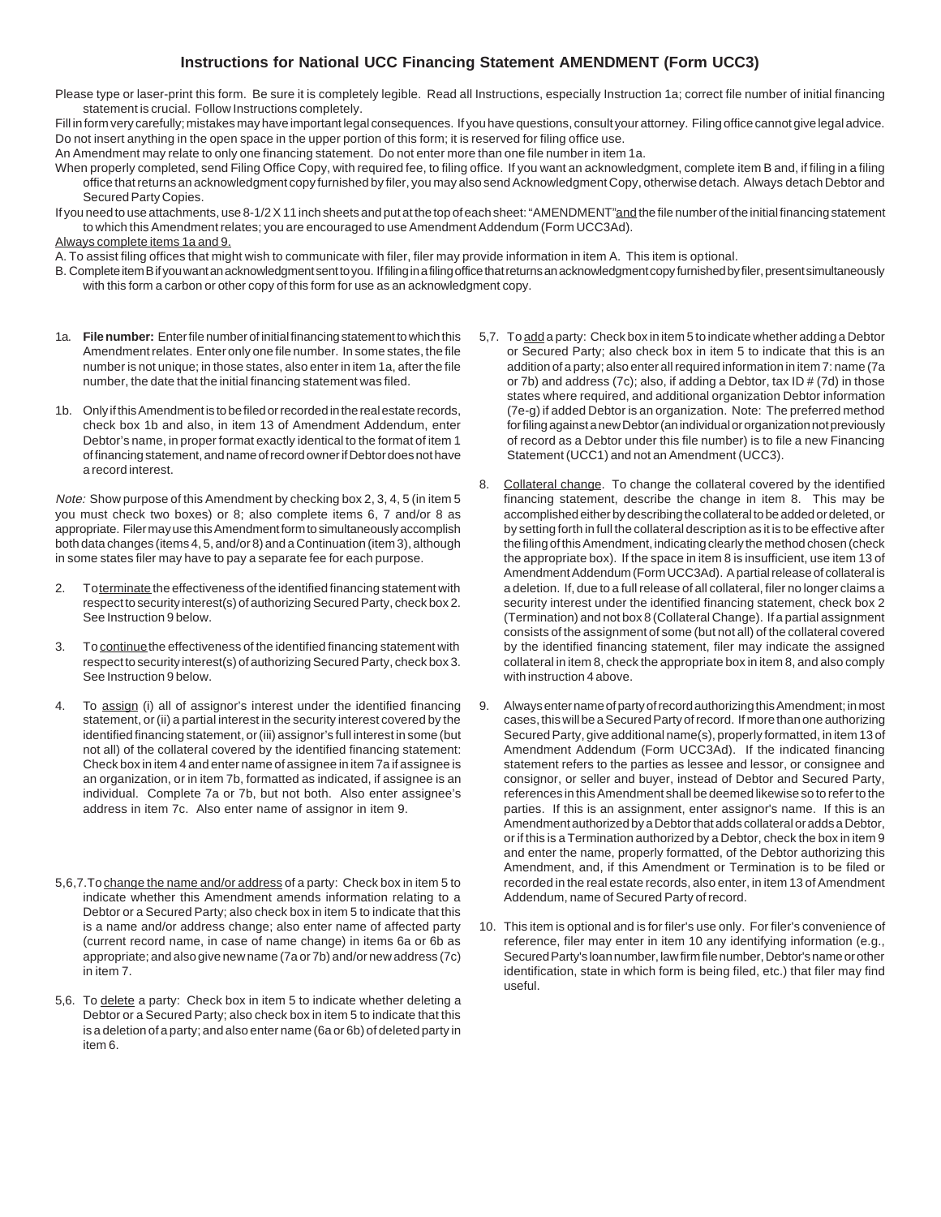## Instructions for National UCC Financing Statement AMENDMENT (Form UCC3)

Please type or laser-print this form. Be sure it is completely legible. Read all Instructions, especially Instruction 1a; correct file number of initial financing statement is crucial. Follow Instructions completely.

Fill in form very carefully; mistakes may have important legal consequences. If you have questions, consult your attorney. Filing office cannot give legal advice.

Do not insert anything in the open space in the upper portion of this form; it is reserved for filing office use.

An Amendment may relate to only one financing statement. Do not enter more than one file number in item 1a.

When properly completed, send Filing Office Copy, with required fee, to filing office. If you want an acknowledgment, complete item B and, if filing in a filing office that returns an acknowledgment copy furnished by filer, you may also send Acknowledgment Copy, otherwise detach. Always detach Debtor and Secured Party Copies.

If you need to use attachments, use 8-1/2 X 11 inch sheets and put at the top of each sheet: "AMENDMENT" and the file number of the initial financing statement to which this Amendment relates; you are encouraged to use Amendment Addendum (Form UCC3Ad).

Always complete items 1a and 9.

A. To assist filing offices that might wish to communicate with filer, filer may provide information in item A. This item is optional.

B. Complete item B if you want an acknowledgment sent to you. If filing in a filing office that returns an acknowledgment copy furnished by filer, present simultaneously with this form a carbon or other copy of this form for use as an acknowledgment copy.

1a. **File number:** Enter file number of initial financing statement to which this Amendment relates. Enter only one file number. In some states, the file number is not unique; in those states, also enter in item 1a, after the file number, the date that the initial financing statement was filed.

1b. Only if this Amendment is to be filed or recorded in the real estate records, check box 1b and also, in item 13 of Amendment Addendum, enter Debtor's name, in proper format exactly identical to the format of item 1 of financing statement, and name of record owner if Debtor does not have a record interest.

*Note:* Show purpose of this Amendment by checking box 2, 3, 4, 5 (in item 5 you must check two boxes) or 8; also complete items 6, 7 and/or 8 as appropriate. Filer may use this Amendment form to simultaneously accomplish both data changes (items 4, 5, and/or 8) and a Continuation (item 3), although in some states filer may have to pay a separate fee for each purpose.

2. To terminate the effectiveness of the identified financing statement with respect to security interest(s) of authorizing Secured Party, check box 2. See Instruction 9 below.

3. To continue the effectiveness of the identified financing statement with respect to security interest(s) of authorizing Secured Party, check box 3. See Instruction 9 below.

4. To assign (i) all of assignor's interest under the identified financing statement, or (ii) a partial interest in the security interest covered by the identified financing statement, or (iii) assignor's full interest in some (but not all) of the collateral covered by the identified financing statement: Check box in item 4 and enter name of assignee in item 7a if assignee is an organization, or in item 7b, formatted as indicated, if assignee is an individual. Complete 7a or 7b, but not both. Also enter assignee's address in item 7c. Also enter name of assignor in item 9.

5,6,7. To change the name and/or address of a party: Check box in item 5 to indicate whether this Amendment amends information relating to a Debtor or a Secured Party; also check box in item 5 to indicate that this is a name and/or address change; also enter name of affected party (current record name, in case of name change) in items 6a or 6b as appropriate; and also give new name (7a or 7b) and/or new address (7c) in item 7.

5,6. To delete a party: Check box in item 5 to indicate whether deleting a Debtor or a Secured Party; also check box in item 5 to indicate that this is a deletion of a party; and also enter name (6a or 6b) of deleted party in item 6.

5,7. To add a party: Check box in item 5 to indicate whether adding a Debtor or Secured Party; also check box in item 5 to indicate that this is an addition of a party; also enter all required information in item 7: name (7a or 7b) and address (7c); also, if adding a Debtor, tax ID # (7d) in those states where required, and additional organization Debtor information (7e-g) if added Debtor is an organization. Note: The preferred method for filing against a new Debtor (an individual or organization not previously of record as a Debtor under this file number) is to file a new Financing Statement (UCC1) and not an Amendment (UCC3).

8. Collateral change. To change the collateral covered by the identified financing statement, describe the change in item 8. This may be accomplished either by describing the collateral to be added or deleted, or by setting forth in full the collateral description as it is to be effective after the filing of this Amendment, indicating clearly the method chosen (check the appropriate box). If the space in item 8 is insufficient, use item 13 of Amendment Addendum (Form UCC3Ad). A partial release of collateral is a deletion. If, due to a full release of all collateral, filer no longer claims a security interest under the identified financing statement, check box 2 (Termination) and not box 8 (Collateral Change). If a partial assignment consists of the assignment of some (but not all) of the collateral covered by the identified financing statement, filer may indicate the assigned collateral in item 8, check the appropriate box in item 8, and also comply with instruction 4 above.

9. Always enter name of party of record authorizing this Amendment; in most cases, this will be a Secured Party of record. If more than one authorizing Secured Party, give additional name(s), properly formatted, in item 13 of Amendment Addendum (Form UCC3Ad). If the indicated financing statement refers to the parties as lessee and lessor, or consignee and consignor, or seller and buyer, instead of Debtor and Secured Party, references in this Amendment shall be deemed likewise so to refer to the parties. If this is an assignment, enter assignor's name. If this is an Amendment authorized by a Debtor that adds collateral or adds a Debtor, or if this is a Termination authorized by a Debtor, check the box in item 9 and enter the name, properly formatted, of the Debtor authorizing this Amendment, and, if this Amendment or Termination is to be filed or recorded in the real estate records, also enter, in item 13 of Amendment Addendum, name of Secured Party of record.

10. This item is optional and is for filer's use only. For filer's convenience of reference, filer may enter in item 10 any identifying information (e.g., Secured Party's loan number, law firm file number, Debtor's name or other identification, state in which form is being filed, etc.) that filer may find useful.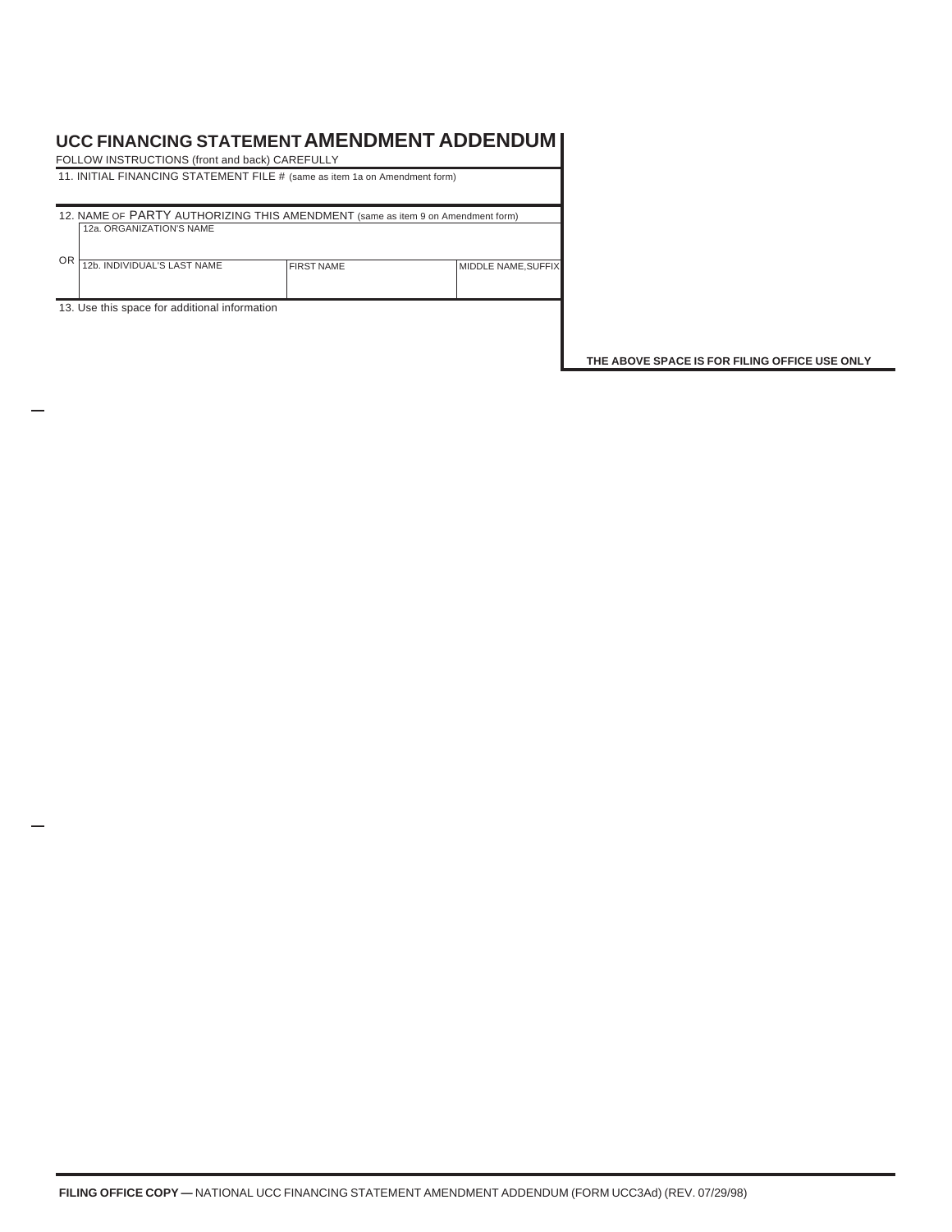# UCC FINANCING STATEMENT AMENDMENT ADDENDUM

FOLLOW INSTRUCTIONS (front and back) CAREFULLY

11. INITIAL FINANCING STATEMENT FILE # (same as item 1a on Amendment form)

12. NAME OF PARTY AUTHORIZING THIS AMENDMENT (same as item 9 on Amendment form)

| 12a. ORGANIZATION'S NAME | | |
|---|---|---|
| | | |

OR

| 12b. INDIVIDUAL'S LAST NAME | FIRST NAME | MIDDLE NAME,SUFFIX |
|---|---|---|
| | | |

13. Use this space for additional information

**THE ABOVE SPACE IS FOR FILING OFFICE USE ONLY**

**FILING OFFICE COPY —** NATIONAL UCC FINANCING STATEMENT AMENDMENT ADDENDUM (FORM UCC3Ad) (REV. 07/29/98)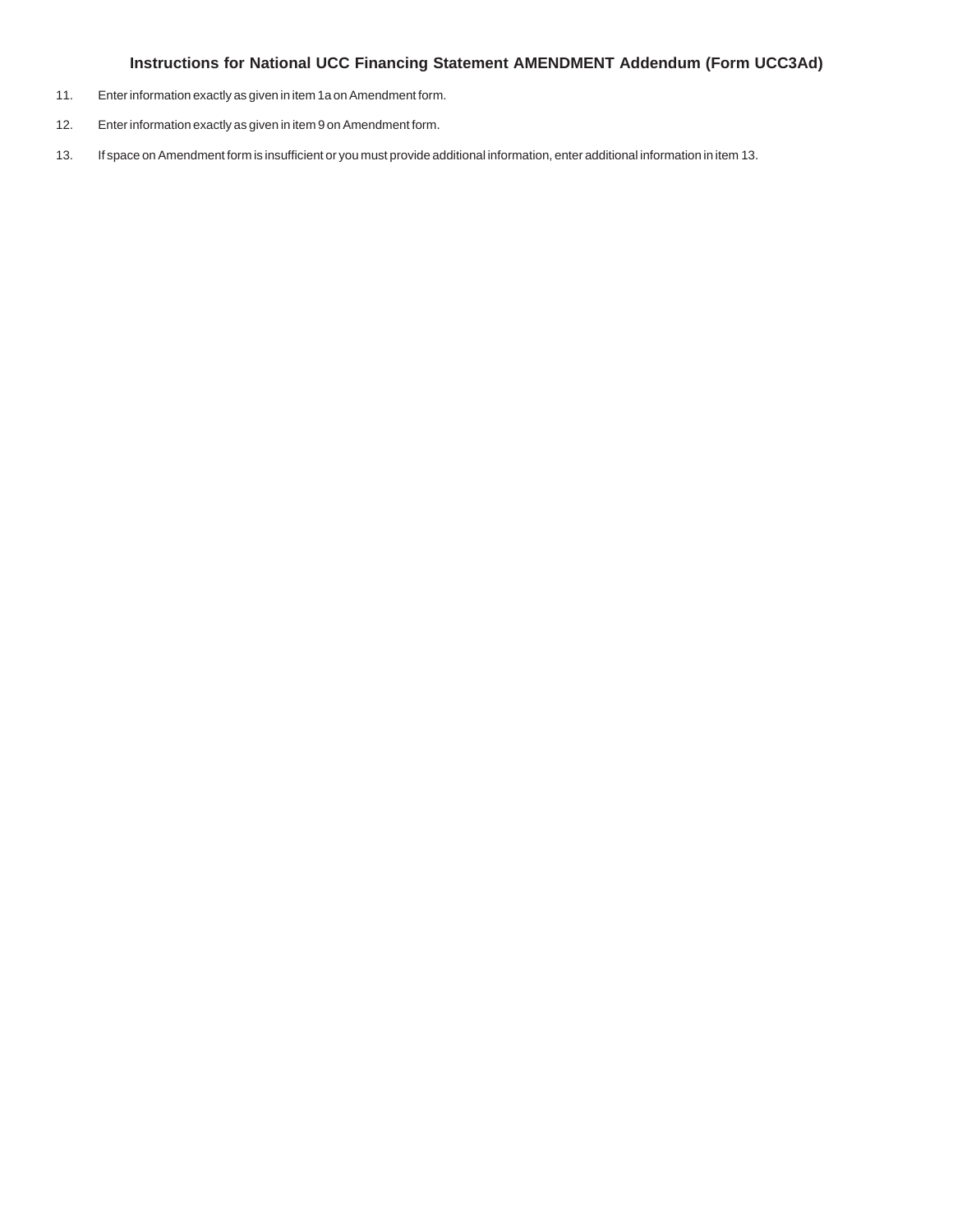## Instructions for National UCC Financing Statement AMENDMENT Addendum (Form UCC3Ad)

11. Enter information exactly as given in item 1a on Amendment form.

12. Enter information exactly as given in item 9 on Amendment form.

13. If space on Amendment form is insufficient or you must provide additional information, enter additional information in item 13.